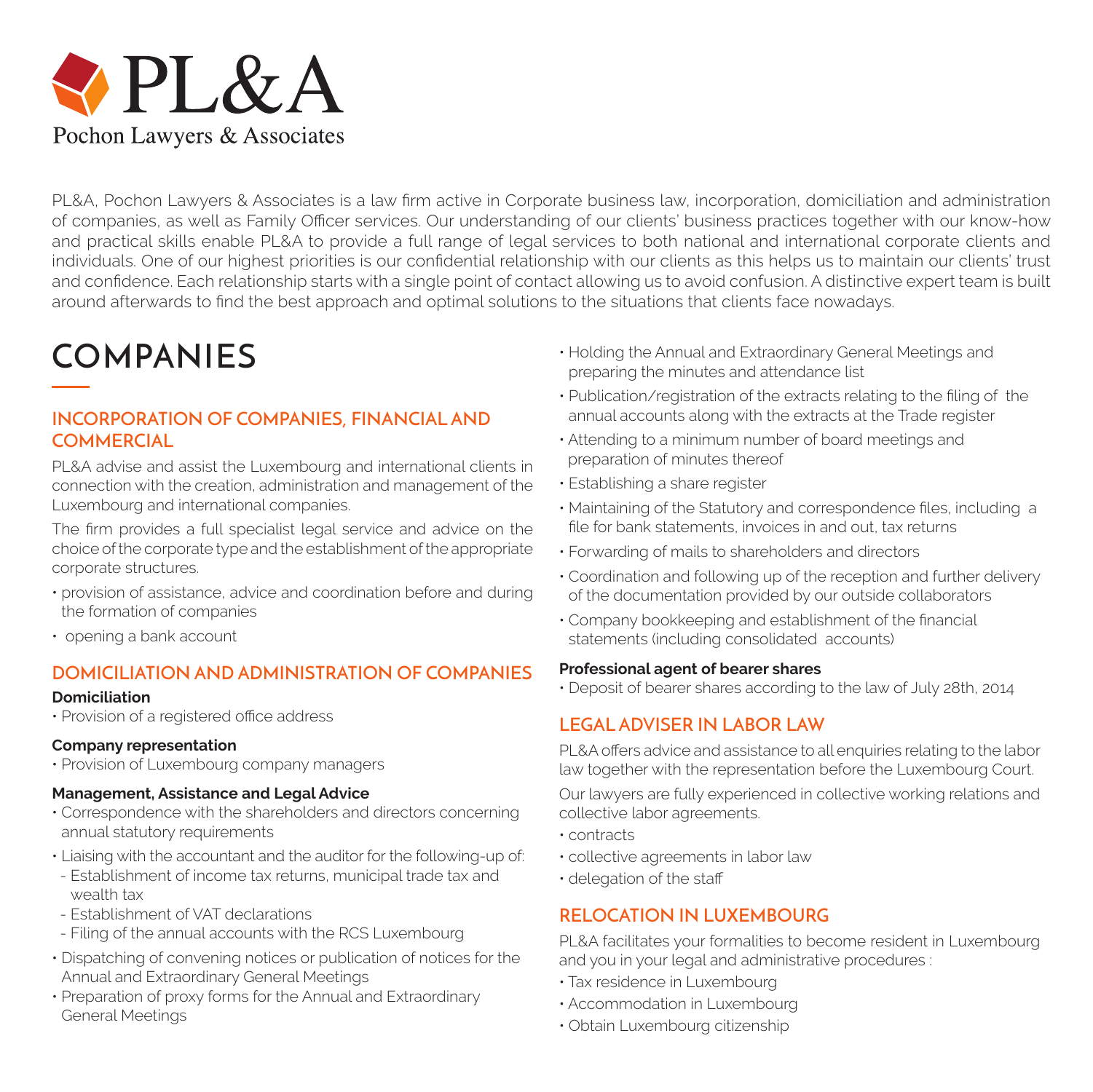# PL&A

Pochon Lawyers & Associates

PL&A, Pochon Lawyers & Associates is a law firm active in Corporate business law, incorporation, domiciliation and administration of companies, as well as Family Officer services. Our understanding of our clients' business practices together with our know-how and practical skills enable PL&A to provide a full range of legal services to both national and international corporate clients and individuals. One of our highest priorities is our confidential relationship with our clients as this helps us to maintain our clients' trust and confidence. Each relationship starts with a single point of contact allowing us to avoid confusion. A distinctive expert team is built around afterwards to find the best approach and optimal solutions to the situations that clients face nowadays.

## COMPANIES

### INCORPORATION OF COMPANIES, FINANCIAL AND COMMERCIAL

PL&A advise and assist the Luxembourg and international clients in connection with the creation, administration and management of the Luxembourg and international companies.

The firm provides a full specialist legal service and advice on the choice of the corporate type and the establishment of the appropriate corporate structures.

- provision of assistance, advice and coordination before and during the formation of companies
- opening a bank account

### DOMICILIATION AND ADMINISTRATION OF COMPANIES

**Domiciliation**

- Provision of a registered office address

**Company representation**

- Provision of Luxembourg company managers

**Management, Assistance and Legal Advice**

- Correspondence with the shareholders and directors concerning annual statutory requirements
- Liaising with the accountant and the auditor for the following-up of:
  - Establishment of income tax returns, municipal trade tax and wealth tax
  - Establishment of VAT declarations
  - Filing of the annual accounts with the RCS Luxembourg
- Dispatching of convening notices or publication of notices for the Annual and Extraordinary General Meetings
- Preparation of proxy forms for the Annual and Extraordinary General Meetings
- Holding the Annual and Extraordinary General Meetings and preparing the minutes and attendance list
- Publication/registration of the extracts relating to the filing of the annual accounts along with the extracts at the Trade register
- Attending to a minimum number of board meetings and preparation of minutes thereof
- Establishing a share register
- Maintaining of the Statutory and correspondence files, including a file for bank statements, invoices in and out, tax returns
- Forwarding of mails to shareholders and directors
- Coordination and following up of the reception and further delivery of the documentation provided by our outside collaborators
- Company bookkeeping and establishment of the financial statements (including consolidated accounts)

**Professional agent of bearer shares**

- Deposit of bearer shares according to the law of July 28th, 2014

### LEGAL ADVISER IN LABOR LAW

PL&A offers advice and assistance to all enquiries relating to the labor law together with the representation before the Luxembourg Court.

Our lawyers are fully experienced in collective working relations and collective labor agreements.

- contracts
- collective agreements in labor law
- delegation of the staff

### RELOCATION IN LUXEMBOURG

PL&A facilitates your formalities to become resident in Luxembourg and you in your legal and administrative procedures :

- Tax residence in Luxembourg
- Accommodation in Luxembourg
- Obtain Luxembourg citizenship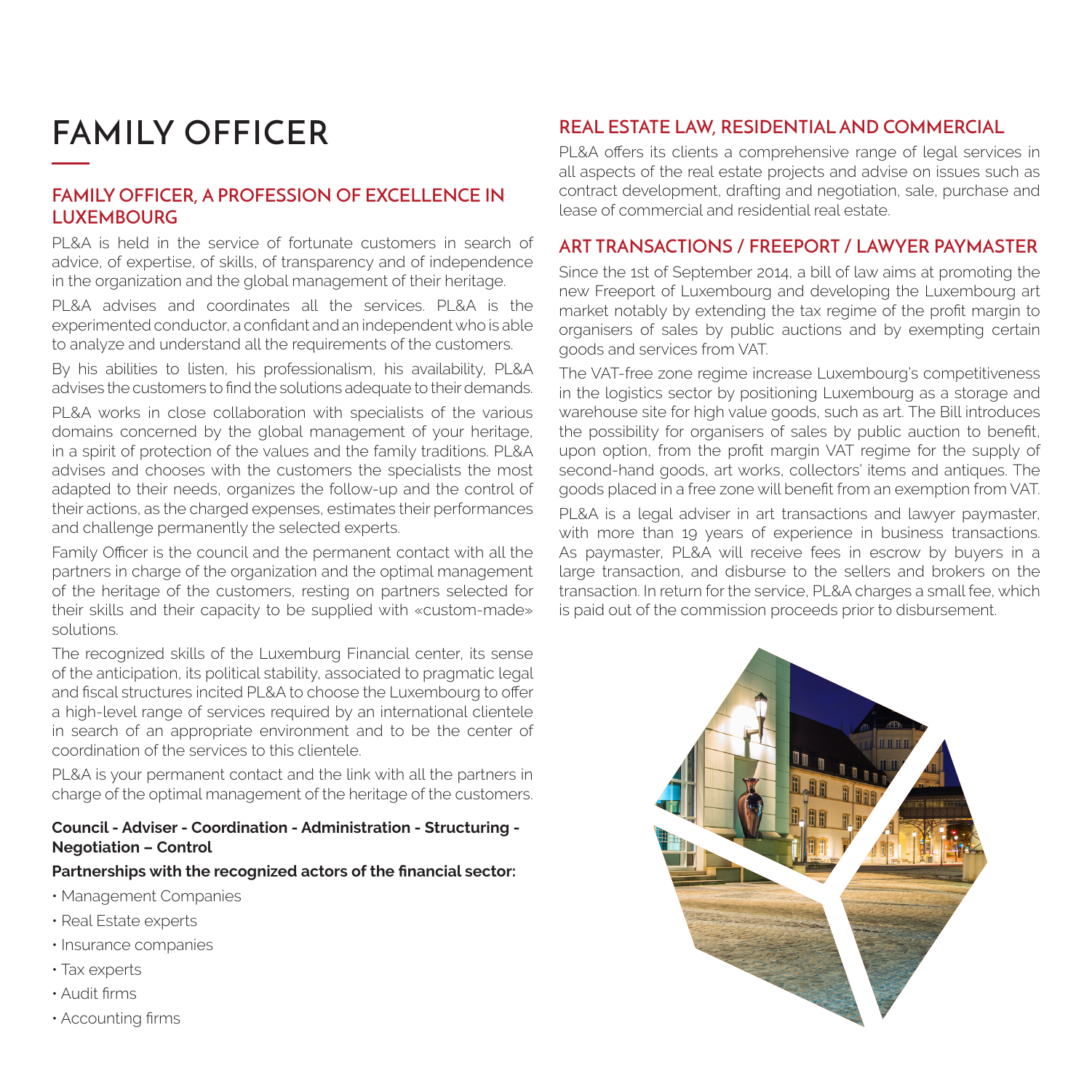# FAMILY OFFICER

## FAMILY OFFICER, A PROFESSION OF EXCELLENCE IN LUXEMBOURG

PL&A is held in the service of fortunate customers in search of advice, of expertise, of skills, of transparency and of independence in the organization and the global management of their heritage.

PL&A advises and coordinates all the services. PL&A is the experimented conductor, a confidant and an independent who is able to analyze and understand all the requirements of the customers.

By his abilities to listen, his professionalism, his availability, PL&A advises the customers to find the solutions adequate to their demands.

PL&A works in close collaboration with specialists of the various domains concerned by the global management of your heritage, in a spirit of protection of the values and the family traditions. PL&A advises and chooses with the customers the specialists the most adapted to their needs, organizes the follow-up and the control of their actions, as the charged expenses, estimates their performances and challenge permanently the selected experts.

Family Officer is the council and the permanent contact with all the partners in charge of the organization and the optimal management of the heritage of the customers, resting on partners selected for their skills and their capacity to be supplied with «custom-made» solutions.

The recognized skills of the Luxemburg Financial center, its sense of the anticipation, its political stability, associated to pragmatic legal and fiscal structures incited PL&A to choose the Luxembourg to offer a high-level range of services required by an international clientele in search of an appropriate environment and to be the center of coordination of the services to this clientele.

PL&A is your permanent contact and the link with all the partners in charge of the optimal management of the heritage of the customers.

**Council - Adviser - Coordination - Administration - Structuring - Negotiation – Control**

**Partnerships with the recognized actors of the financial sector:**

- Management Companies
- Real Estate experts
- Insurance companies
- Tax experts
- Audit firms
- Accounting firms

## REAL ESTATE LAW, RESIDENTIAL AND COMMERCIAL

PL&A offers its clients a comprehensive range of legal services in all aspects of the real estate projects and advise on issues such as contract development, drafting and negotiation, sale, purchase and lease of commercial and residential real estate.

## ART TRANSACTIONS / FREEPORT / LAWYER PAYMASTER

Since the 1st of September 2014, a bill of law aims at promoting the new Freeport of Luxembourg and developing the Luxembourg art market notably by extending the tax regime of the profit margin to organisers of sales by public auctions and by exempting certain goods and services from VAT.

The VAT-free zone regime increase Luxembourg's competitiveness in the logistics sector by positioning Luxembourg as a storage and warehouse site for high value goods, such as art. The Bill introduces the possibility for organisers of sales by public auction to benefit, upon option, from the profit margin VAT regime for the supply of second-hand goods, art works, collectors' items and antiques. The goods placed in a free zone will benefit from an exemption from VAT.

PL&A is a legal adviser in art transactions and lawyer paymaster, with more than 19 years of experience in business transactions. As paymaster, PL&A will receive fees in escrow by buyers in a large transaction, and disburse to the sellers and brokers on the transaction. In return for the service, PL&A charges a small fee, which is paid out of the commission proceeds prior to disbursement.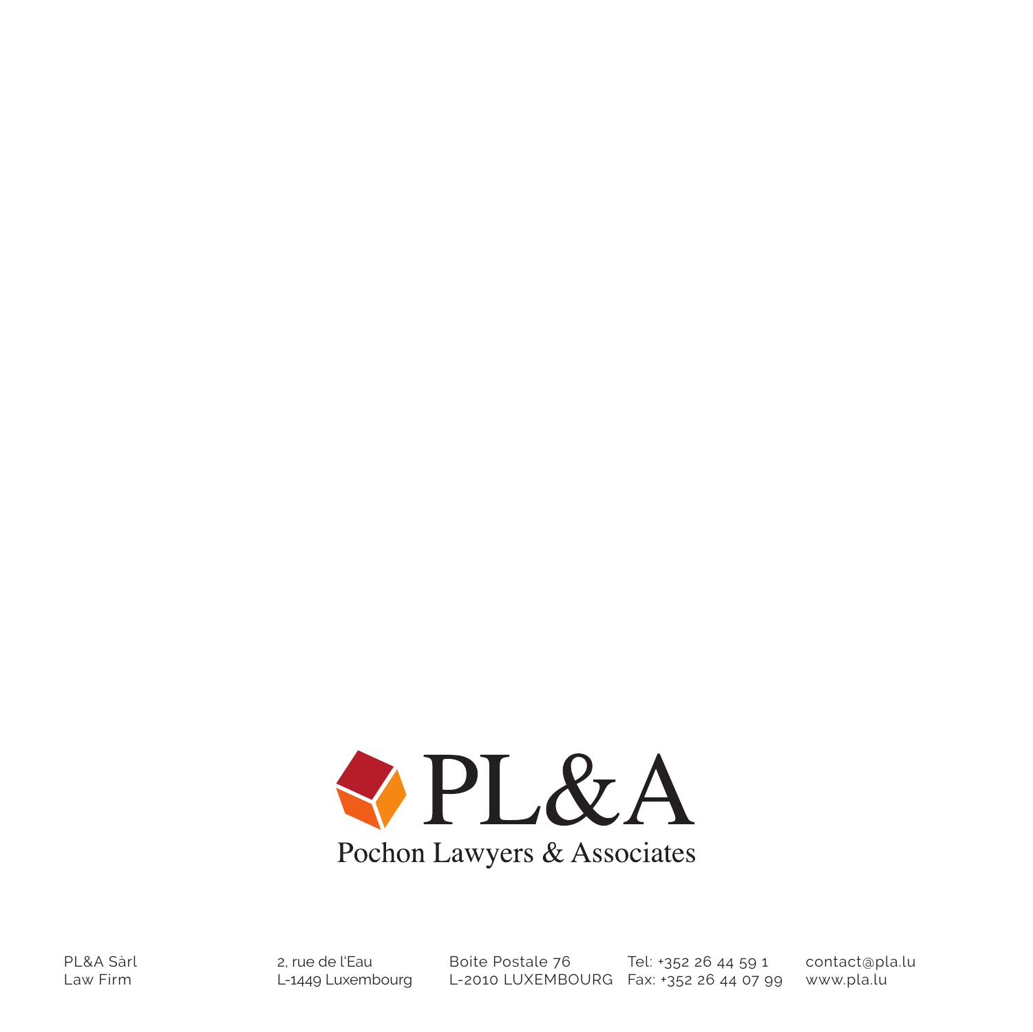PL&A

Pochon Lawyers & Associates

PL&A Sàrl
Law Firm

2, rue de l'Eau
L-1449 Luxembourg

Boite Postale 76
L-2010 LUXEMBOURG

Tel: +352 26 44 59 1
Fax: +352 26 44 07 99

contact@pla.lu
www.pla.lu